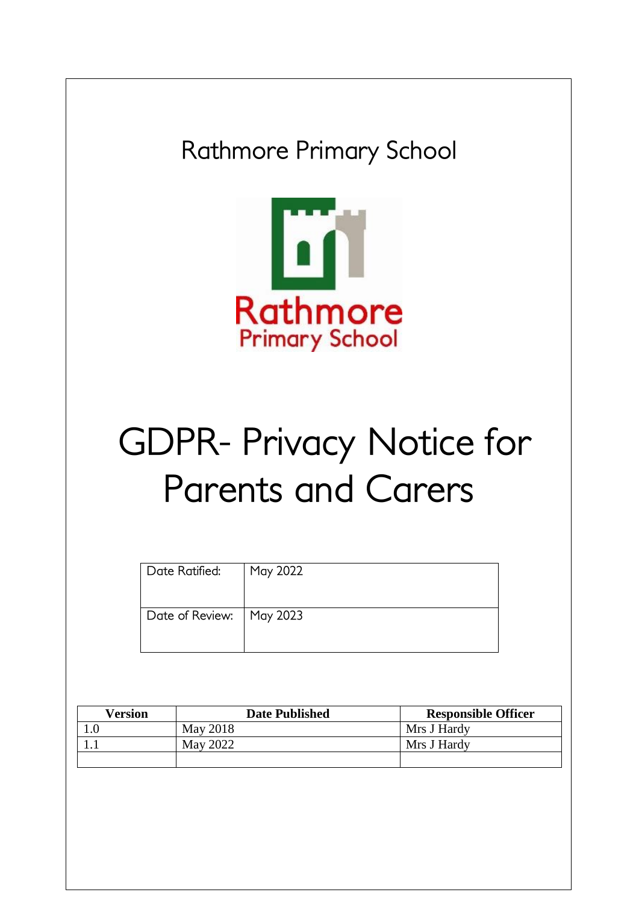Rathmore Primary School

Rathmore
Primary School

# GDPR- Privacy Notice for Parents and Carers

| Date Ratified: | May 2022 |
|---|---|
| Date of Review: | May 2023 |

| Version | Date Published | Responsible Officer |
|---|---|---|
| 1.0 | May 2018 | Mrs J Hardy |
| 1.1 | May 2022 | Mrs J Hardy |
| | | |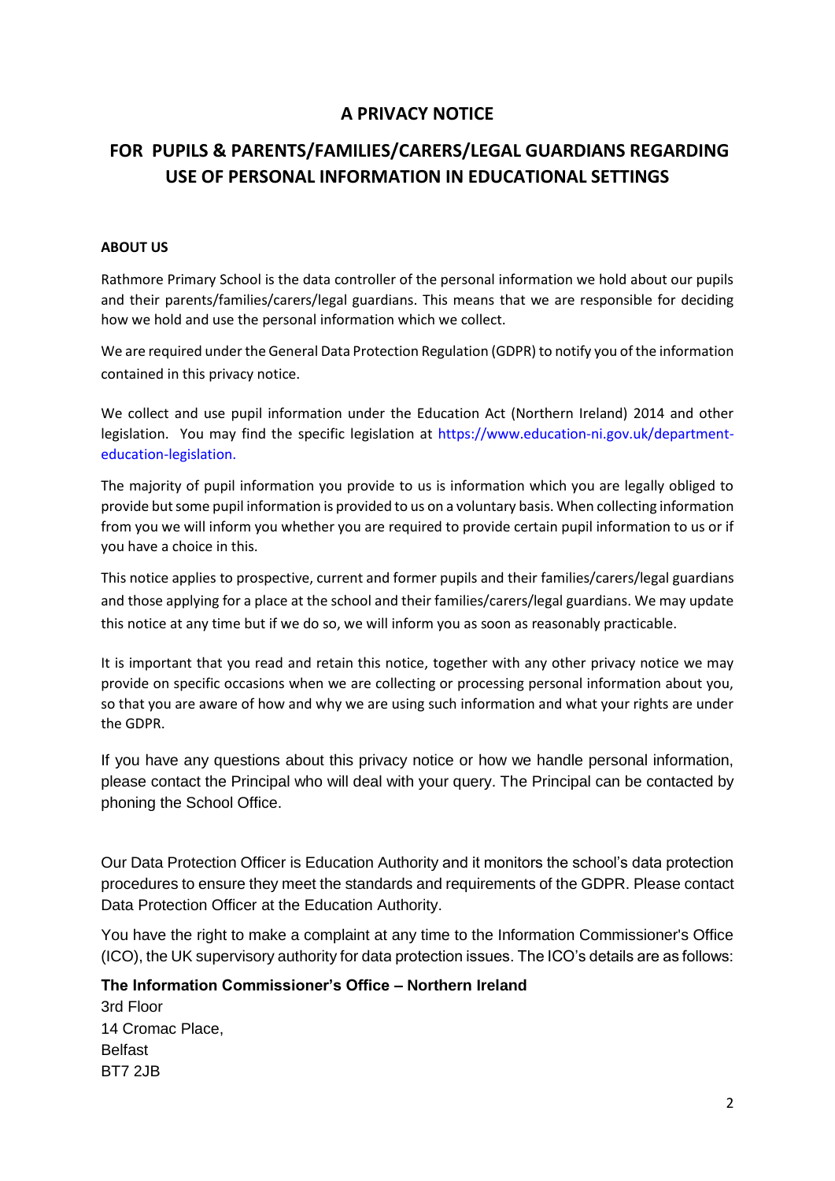# A PRIVACY NOTICE

## FOR PUPILS & PARENTS/FAMILIES/CARERS/LEGAL GUARDIANS REGARDING USE OF PERSONAL INFORMATION IN EDUCATIONAL SETTINGS

### ABOUT US

Rathmore Primary School is the data controller of the personal information we hold about our pupils and their parents/families/carers/legal guardians. This means that we are responsible for deciding how we hold and use the personal information which we collect.

We are required under the General Data Protection Regulation (GDPR) to notify you of the information contained in this privacy notice.

We collect and use pupil information under the Education Act (Northern Ireland) 2014 and other legislation. You may find the specific legislation at https://www.education-ni.gov.uk/department-education-legislation.

The majority of pupil information you provide to us is information which you are legally obliged to provide but some pupil information is provided to us on a voluntary basis. When collecting information from you we will inform you whether you are required to provide certain pupil information to us or if you have a choice in this.

This notice applies to prospective, current and former pupils and their families/carers/legal guardians and those applying for a place at the school and their families/carers/legal guardians. We may update this notice at any time but if we do so, we will inform you as soon as reasonably practicable.

It is important that you read and retain this notice, together with any other privacy notice we may provide on specific occasions when we are collecting or processing personal information about you, so that you are aware of how and why we are using such information and what your rights are under the GDPR.

If you have any questions about this privacy notice or how we handle personal information, please contact the Principal who will deal with your query. The Principal can be contacted by phoning the School Office.

Our Data Protection Officer is Education Authority and it monitors the school's data protection procedures to ensure they meet the standards and requirements of the GDPR. Please contact Data Protection Officer at the Education Authority.

You have the right to make a complaint at any time to the Information Commissioner's Office (ICO), the UK supervisory authority for data protection issues. The ICO's details are as follows:

**The Information Commissioner's Office – Northern Ireland**
3rd Floor
14 Cromac Place,
Belfast
BT7 2JB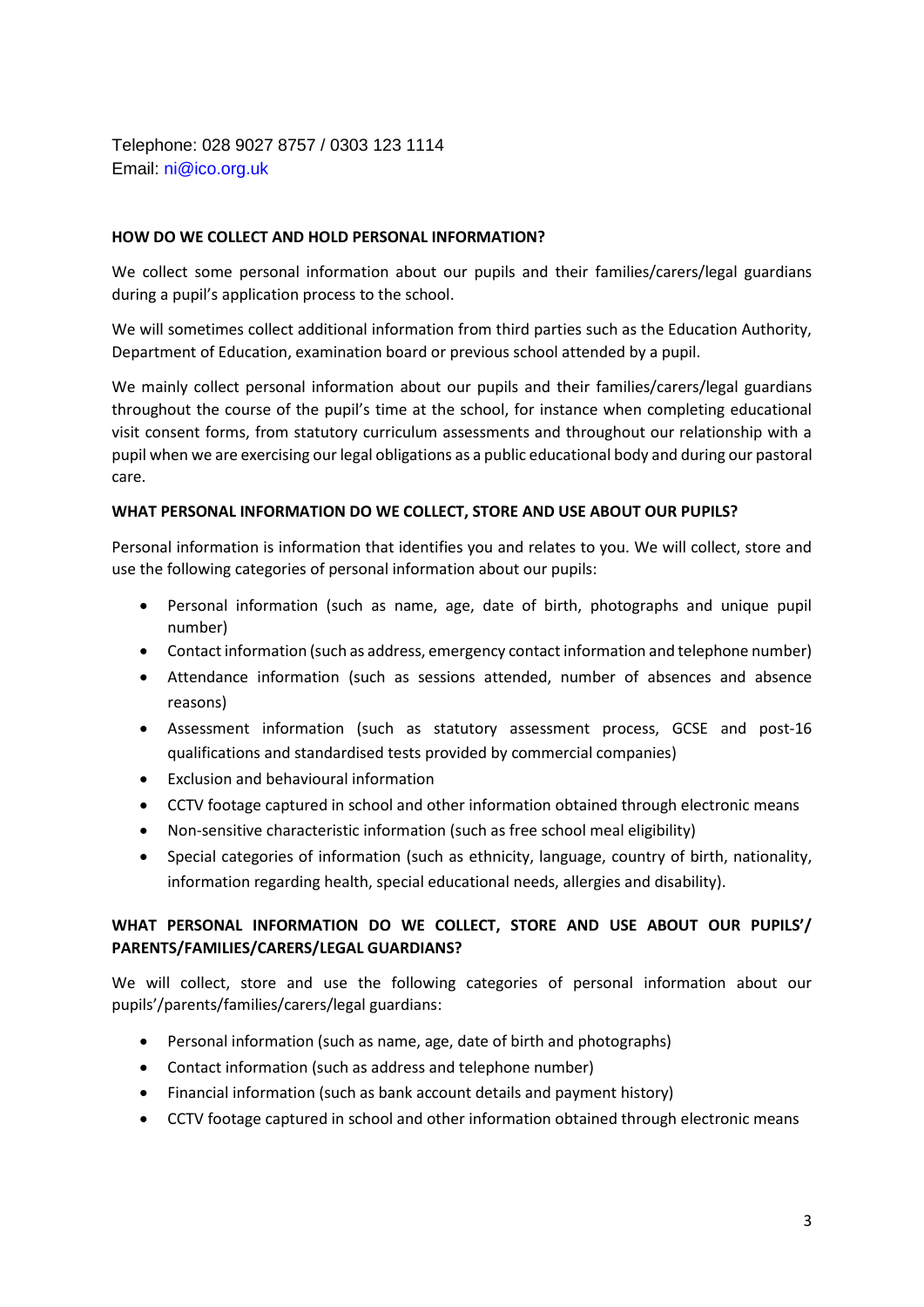Telephone: 028 9027 8757 / 0303 123 1114
Email: ni@ico.org.uk

**HOW DO WE COLLECT AND HOLD PERSONAL INFORMATION?**

We collect some personal information about our pupils and their families/carers/legal guardians during a pupil's application process to the school.

We will sometimes collect additional information from third parties such as the Education Authority, Department of Education, examination board or previous school attended by a pupil.

We mainly collect personal information about our pupils and their families/carers/legal guardians throughout the course of the pupil's time at the school, for instance when completing educational visit consent forms, from statutory curriculum assessments and throughout our relationship with a pupil when we are exercising our legal obligations as a public educational body and during our pastoral care.

**WHAT PERSONAL INFORMATION DO WE COLLECT, STORE AND USE ABOUT OUR PUPILS?**

Personal information is information that identifies you and relates to you. We will collect, store and use the following categories of personal information about our pupils:

- Personal information (such as name, age, date of birth, photographs and unique pupil number)
- Contact information (such as address, emergency contact information and telephone number)
- Attendance information (such as sessions attended, number of absences and absence reasons)
- Assessment information (such as statutory assessment process, GCSE and post-16 qualifications and standardised tests provided by commercial companies)
- Exclusion and behavioural information
- CCTV footage captured in school and other information obtained through electronic means
- Non-sensitive characteristic information (such as free school meal eligibility)
- Special categories of information (such as ethnicity, language, country of birth, nationality, information regarding health, special educational needs, allergies and disability).

**WHAT PERSONAL INFORMATION DO WE COLLECT, STORE AND USE ABOUT OUR PUPILS'/ PARENTS/FAMILIES/CARERS/LEGAL GUARDIANS?**

We will collect, store and use the following categories of personal information about our pupils'/parents/families/carers/legal guardians:

- Personal information (such as name, age, date of birth and photographs)
- Contact information (such as address and telephone number)
- Financial information (such as bank account details and payment history)
- CCTV footage captured in school and other information obtained through electronic means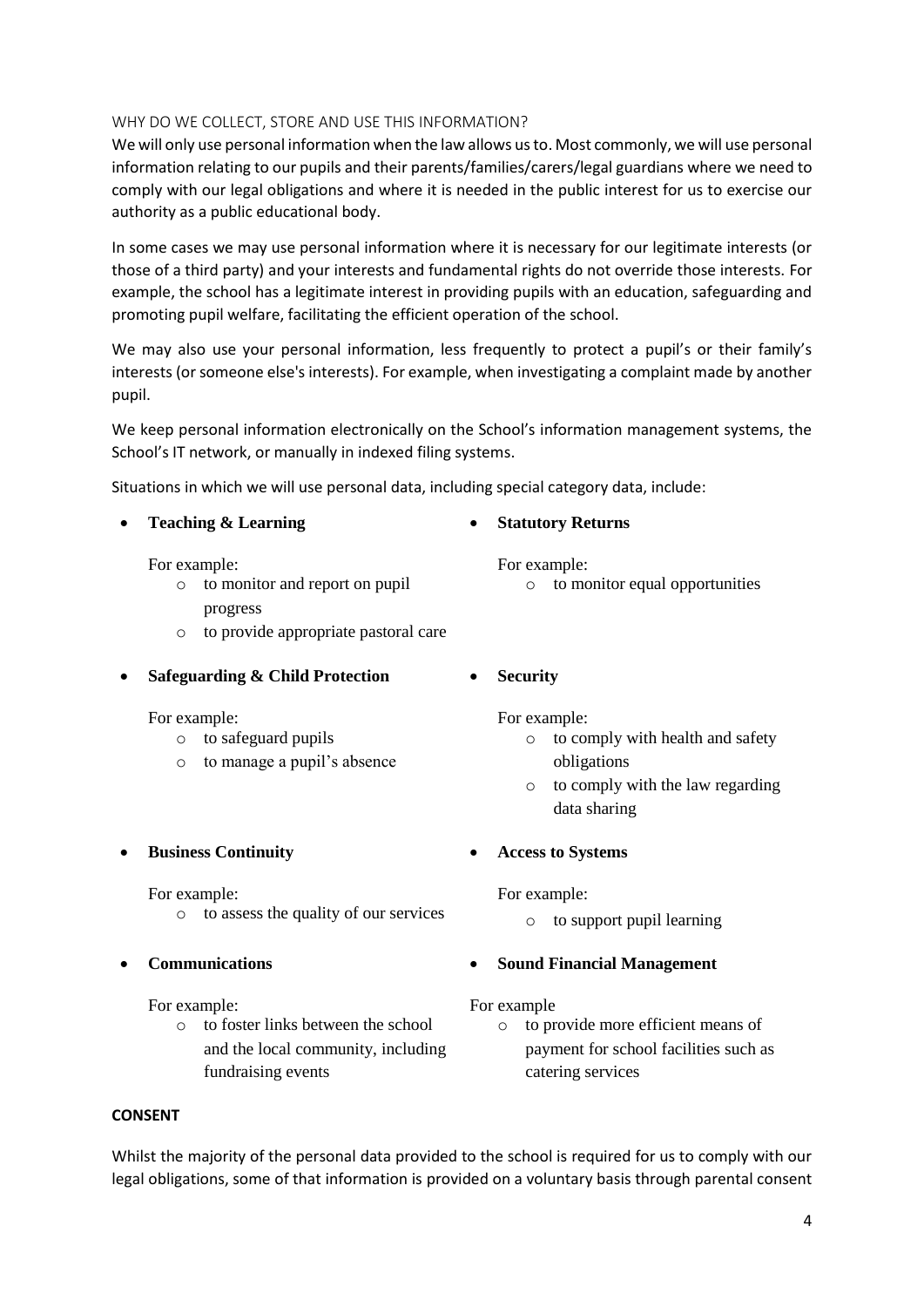## WHY DO WE COLLECT, STORE AND USE THIS INFORMATION?

We will only use personal information when the law allows us to. Most commonly, we will use personal information relating to our pupils and their parents/families/carers/legal guardians where we need to comply with our legal obligations and where it is needed in the public interest for us to exercise our authority as a public educational body.

In some cases we may use personal information where it is necessary for our legitimate interests (or those of a third party) and your interests and fundamental rights do not override those interests. For example, the school has a legitimate interest in providing pupils with an education, safeguarding and promoting pupil welfare, facilitating the efficient operation of the school.

We may also use your personal information, less frequently to protect a pupil's or their family's interests (or someone else's interests). For example, when investigating a complaint made by another pupil.

We keep personal information electronically on the School's information management systems, the School's IT network, or manually in indexed filing systems.

Situations in which we will use personal data, including special category data, include:

- **Teaching & Learning**

  For example:
  - to monitor and report on pupil progress
  - to provide appropriate pastoral care

- **Safeguarding & Child Protection**

  For example:
  - to safeguard pupils
  - to manage a pupil's absence

- **Business Continuity**

  For example:
  - to assess the quality of our services

- **Communications**

  For example:
  - to foster links between the school and the local community, including fundraising events

- **Statutory Returns**

  For example:
  - to monitor equal opportunities

- **Security**

  For example:
  - to comply with health and safety obligations
  - to comply with the law regarding data sharing

- **Access to Systems**

  For example:
  - to support pupil learning

- **Sound Financial Management**

  For example
  - to provide more efficient means of payment for school facilities such as catering services

**CONSENT**

Whilst the majority of the personal data provided to the school is required for us to comply with our legal obligations, some of that information is provided on a voluntary basis through parental consent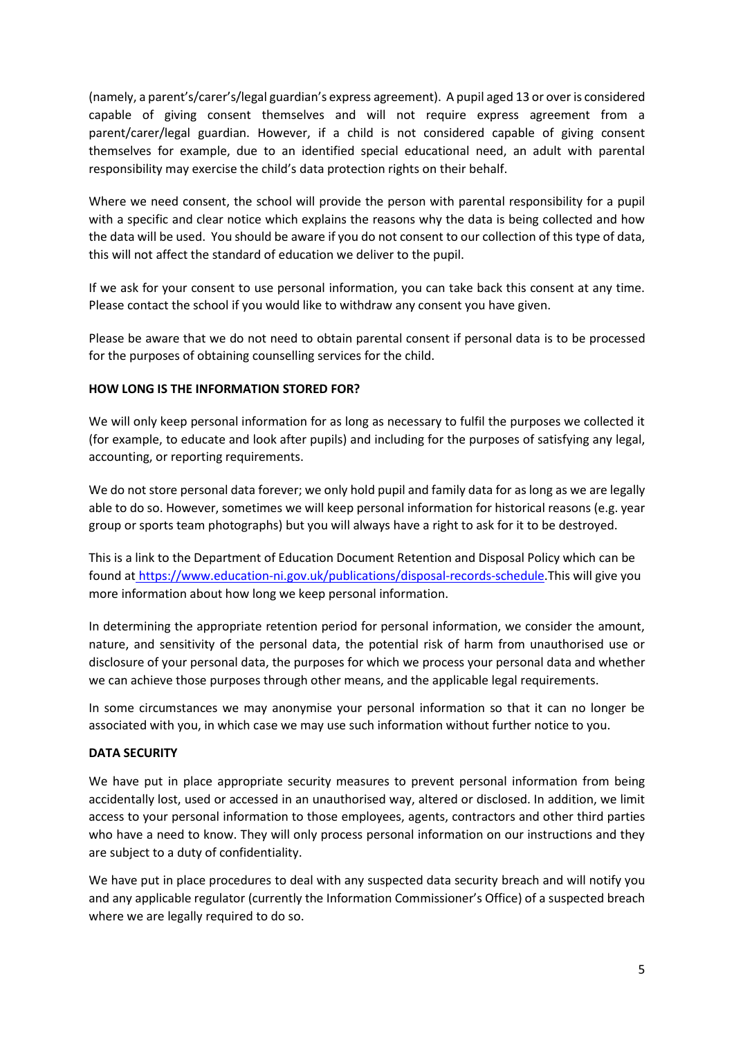(namely, a parent's/carer's/legal guardian's express agreement). A pupil aged 13 or over is considered capable of giving consent themselves and will not require express agreement from a parent/carer/legal guardian. However, if a child is not considered capable of giving consent themselves for example, due to an identified special educational need, an adult with parental responsibility may exercise the child's data protection rights on their behalf.

Where we need consent, the school will provide the person with parental responsibility for a pupil with a specific and clear notice which explains the reasons why the data is being collected and how the data will be used. You should be aware if you do not consent to our collection of this type of data, this will not affect the standard of education we deliver to the pupil.

If we ask for your consent to use personal information, you can take back this consent at any time. Please contact the school if you would like to withdraw any consent you have given.

Please be aware that we do not need to obtain parental consent if personal data is to be processed for the purposes of obtaining counselling services for the child.

**HOW LONG IS THE INFORMATION STORED FOR?**

We will only keep personal information for as long as necessary to fulfil the purposes we collected it (for example, to educate and look after pupils) and including for the purposes of satisfying any legal, accounting, or reporting requirements.

We do not store personal data forever; we only hold pupil and family data for as long as we are legally able to do so. However, sometimes we will keep personal information for historical reasons (e.g. year group or sports team photographs) but you will always have a right to ask for it to be destroyed.

This is a link to the Department of Education Document Retention and Disposal Policy which can be found at https://www.education-ni.gov.uk/publications/disposal-records-schedule.This will give you more information about how long we keep personal information.

In determining the appropriate retention period for personal information, we consider the amount, nature, and sensitivity of the personal data, the potential risk of harm from unauthorised use or disclosure of your personal data, the purposes for which we process your personal data and whether we can achieve those purposes through other means, and the applicable legal requirements.

In some circumstances we may anonymise your personal information so that it can no longer be associated with you, in which case we may use such information without further notice to you.

**DATA SECURITY**

We have put in place appropriate security measures to prevent personal information from being accidentally lost, used or accessed in an unauthorised way, altered or disclosed. In addition, we limit access to your personal information to those employees, agents, contractors and other third parties who have a need to know. They will only process personal information on our instructions and they are subject to a duty of confidentiality.

We have put in place procedures to deal with any suspected data security breach and will notify you and any applicable regulator (currently the Information Commissioner's Office) of a suspected breach where we are legally required to do so.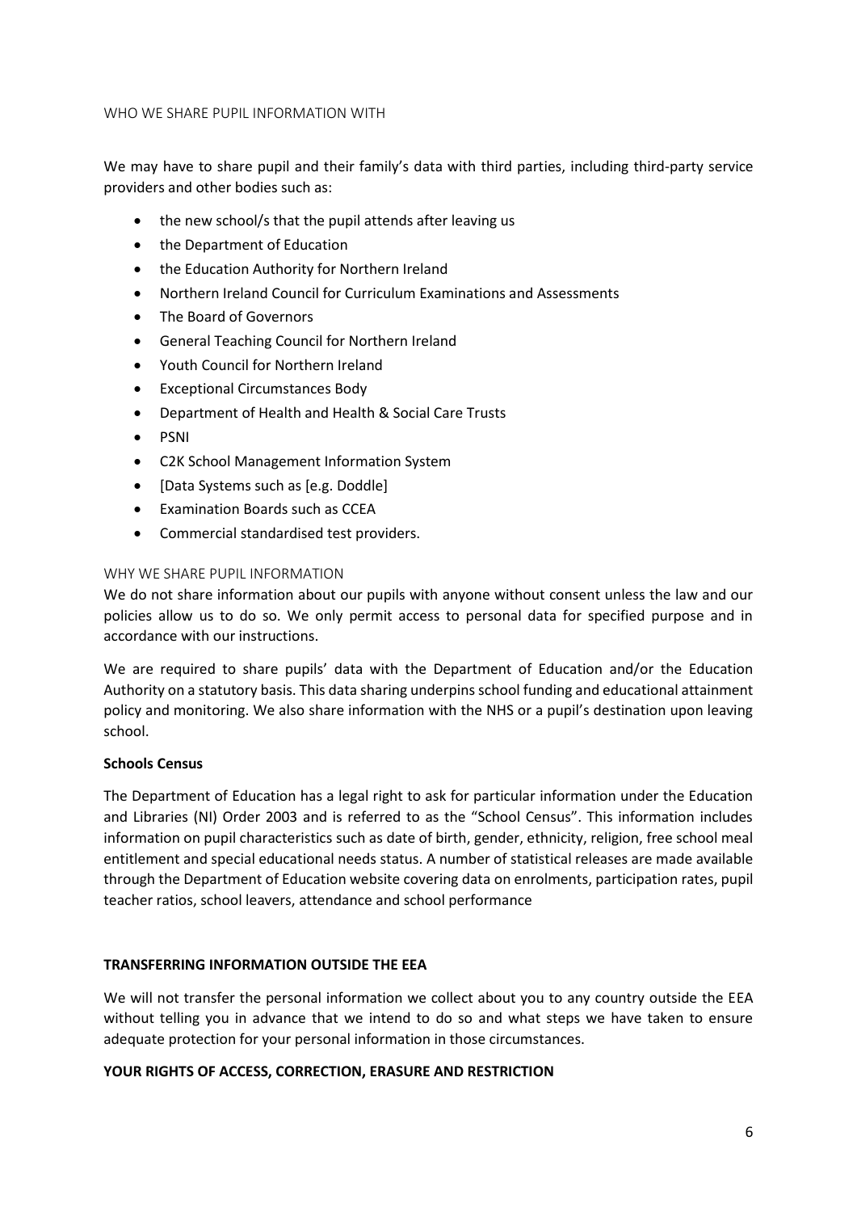## WHO WE SHARE PUPIL INFORMATION WITH

We may have to share pupil and their family's data with third parties, including third-party service providers and other bodies such as:

- the new school/s that the pupil attends after leaving us
- the Department of Education
- the Education Authority for Northern Ireland
- Northern Ireland Council for Curriculum Examinations and Assessments
- The Board of Governors
- General Teaching Council for Northern Ireland
- Youth Council for Northern Ireland
- Exceptional Circumstances Body
- Department of Health and Health & Social Care Trusts
- PSNI
- C2K School Management Information System
- [Data Systems such as [e.g. Doddle]
- Examination Boards such as CCEA
- Commercial standardised test providers.

## WHY WE SHARE PUPIL INFORMATION

We do not share information about our pupils with anyone without consent unless the law and our policies allow us to do so. We only permit access to personal data for specified purpose and in accordance with our instructions.

We are required to share pupils' data with the Department of Education and/or the Education Authority on a statutory basis. This data sharing underpins school funding and educational attainment policy and monitoring. We also share information with the NHS or a pupil's destination upon leaving school.

**Schools Census**

The Department of Education has a legal right to ask for particular information under the Education and Libraries (NI) Order 2003 and is referred to as the "School Census". This information includes information on pupil characteristics such as date of birth, gender, ethnicity, religion, free school meal entitlement and special educational needs status. A number of statistical releases are made available through the Department of Education website covering data on enrolments, participation rates, pupil teacher ratios, school leavers, attendance and school performance

## TRANSFERRING INFORMATION OUTSIDE THE EEA

We will not transfer the personal information we collect about you to any country outside the EEA without telling you in advance that we intend to do so and what steps we have taken to ensure adequate protection for your personal information in those circumstances.

## YOUR RIGHTS OF ACCESS, CORRECTION, ERASURE AND RESTRICTION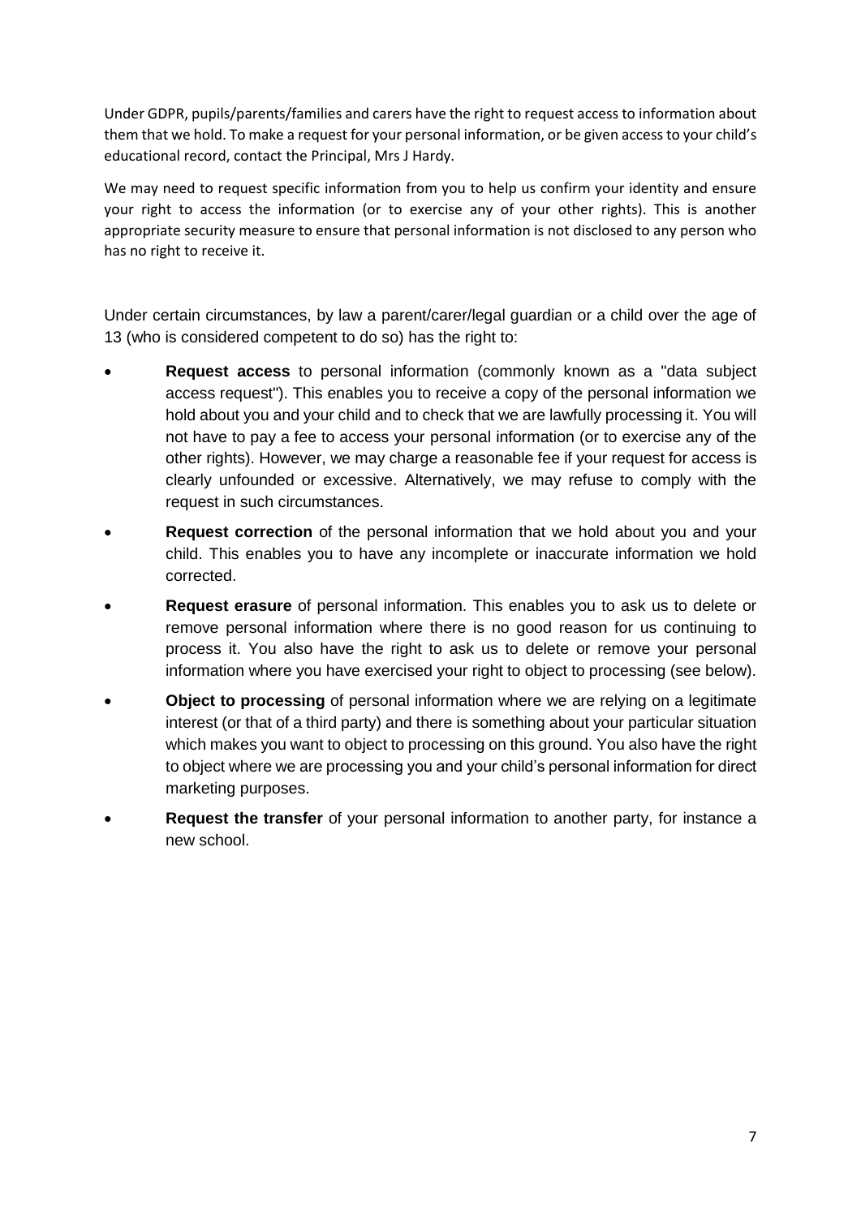Under GDPR, pupils/parents/families and carers have the right to request access to information about them that we hold. To make a request for your personal information, or be given access to your child's educational record, contact the Principal, Mrs J Hardy.

We may need to request specific information from you to help us confirm your identity and ensure your right to access the information (or to exercise any of your other rights). This is another appropriate security measure to ensure that personal information is not disclosed to any person who has no right to receive it.

Under certain circumstances, by law a parent/carer/legal guardian or a child over the age of 13 (who is considered competent to do so) has the right to:

- **Request access** to personal information (commonly known as a "data subject access request"). This enables you to receive a copy of the personal information we hold about you and your child and to check that we are lawfully processing it. You will not have to pay a fee to access your personal information (or to exercise any of the other rights). However, we may charge a reasonable fee if your request for access is clearly unfounded or excessive. Alternatively, we may refuse to comply with the request in such circumstances.
- **Request correction** of the personal information that we hold about you and your child. This enables you to have any incomplete or inaccurate information we hold corrected.
- **Request erasure** of personal information. This enables you to ask us to delete or remove personal information where there is no good reason for us continuing to process it. You also have the right to ask us to delete or remove your personal information where you have exercised your right to object to processing (see below).
- **Object to processing** of personal information where we are relying on a legitimate interest (or that of a third party) and there is something about your particular situation which makes you want to object to processing on this ground. You also have the right to object where we are processing you and your child's personal information for direct marketing purposes.
- **Request the transfer** of your personal information to another party, for instance a new school.